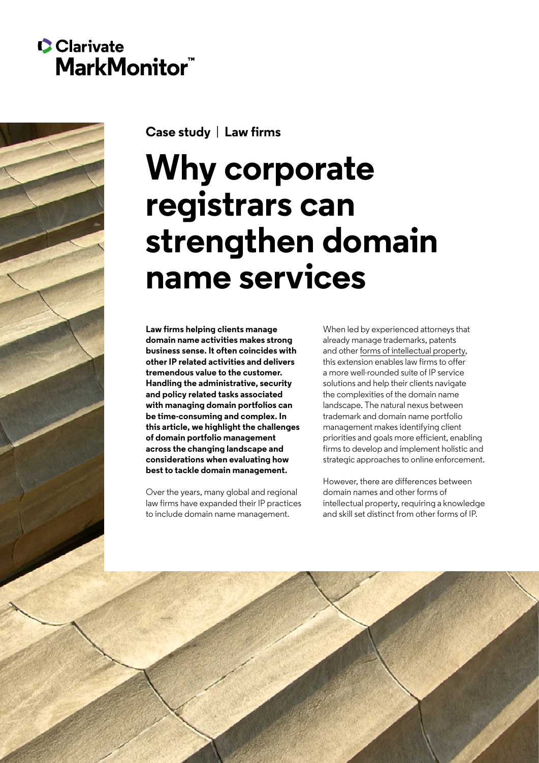Clarivate MarkMonitor™

Case study | Law firms

# Why corporate registrars can strengthen domain name services

**Law firms helping clients manage domain name activities makes strong business sense. It often coincides with other IP related activities and delivers tremendous value to the customer. Handling the administrative, security and policy related tasks associated with managing domain portfolios can be time-consuming and complex. In this article, we highlight the challenges of domain portfolio management across the changing landscape and considerations when evaluating how best to tackle domain management.**

Over the years, many global and regional law firms have expanded their IP practices to include domain name management.

When led by experienced attorneys that already manage trademarks, patents and other forms of intellectual property, this extension enables law firms to offer a more well-rounded suite of IP service solutions and help their clients navigate the complexities of the domain name landscape. The natural nexus between trademark and domain name portfolio management makes identifying client priorities and goals more efficient, enabling firms to develop and implement holistic and strategic approaches to online enforcement.

However, there are differences between domain names and other forms of intellectual property, requiring a knowledge and skill set distinct from other forms of IP.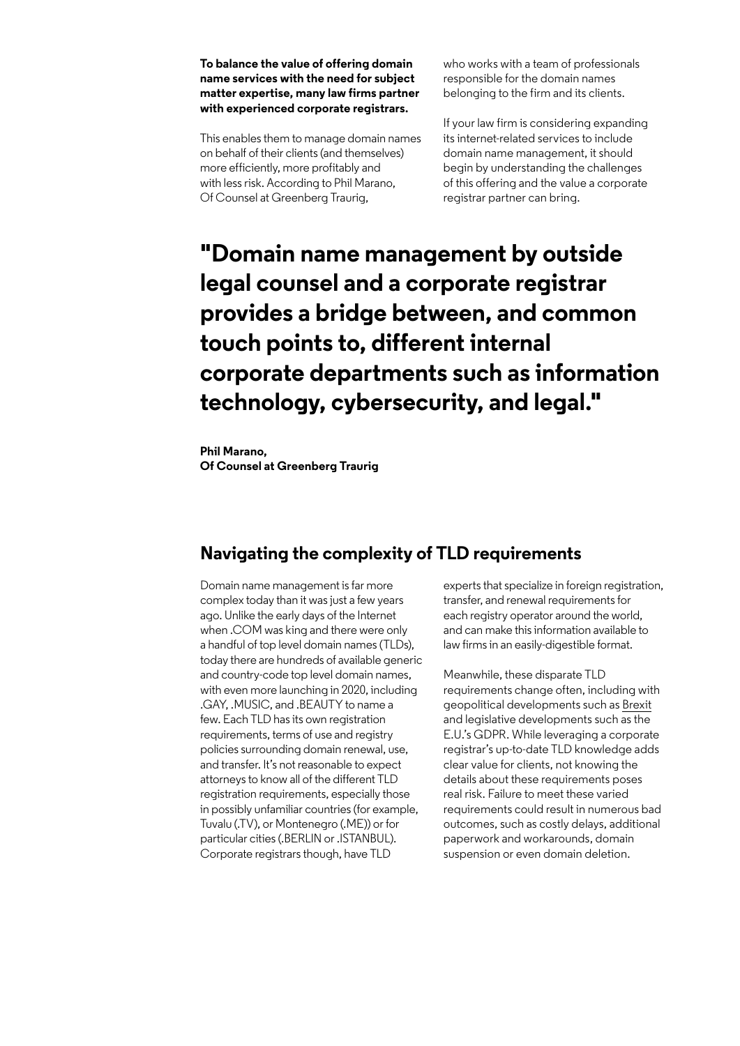**To balance the value of offering domain name services with the need for subject matter expertise, many law firms partner with experienced corporate registrars.**

This enables them to manage domain names on behalf of their clients (and themselves) more efficiently, more profitably and with less risk. According to Phil Marano, Of Counsel at Greenberg Traurig, who works with a team of professionals responsible for the domain names belonging to the firm and its clients.

If your law firm is considering expanding its internet-related services to include domain name management, it should begin by understanding the challenges of this offering and the value a corporate registrar partner can bring.

> **"Domain name management by outside legal counsel and a corporate registrar provides a bridge between, and common touch points to, different internal corporate departments such as information technology, cybersecurity, and legal."**
>
> **Phil Marano,**
> **Of Counsel at Greenberg Traurig**

## Navigating the complexity of TLD requirements

Domain name management is far more complex today than it was just a few years ago. Unlike the early days of the Internet when .COM was king and there were only a handful of top level domain names (TLDs), today there are hundreds of available generic and country-code top level domain names, with even more launching in 2020, including .GAY, .MUSIC, and .BEAUTY to name a few. Each TLD has its own registration requirements, terms of use and registry policies surrounding domain renewal, use, and transfer. It's not reasonable to expect attorneys to know all of the different TLD registration requirements, especially those in possibly unfamiliar countries (for example, Tuvalu (.TV), or Montenegro (.ME)) or for particular cities (.BERLIN or .ISTANBUL). Corporate registrars though, have TLD experts that specialize in foreign registration, transfer, and renewal requirements for each registry operator around the world, and can make this information available to law firms in an easily-digestible format.

Meanwhile, these disparate TLD requirements change often, including with geopolitical developments such as Brexit and legislative developments such as the E.U.'s GDPR. While leveraging a corporate registrar's up-to-date TLD knowledge adds clear value for clients, not knowing the details about these requirements poses real risk. Failure to meet these varied requirements could result in numerous bad outcomes, such as costly delays, additional paperwork and workarounds, domain suspension or even domain deletion.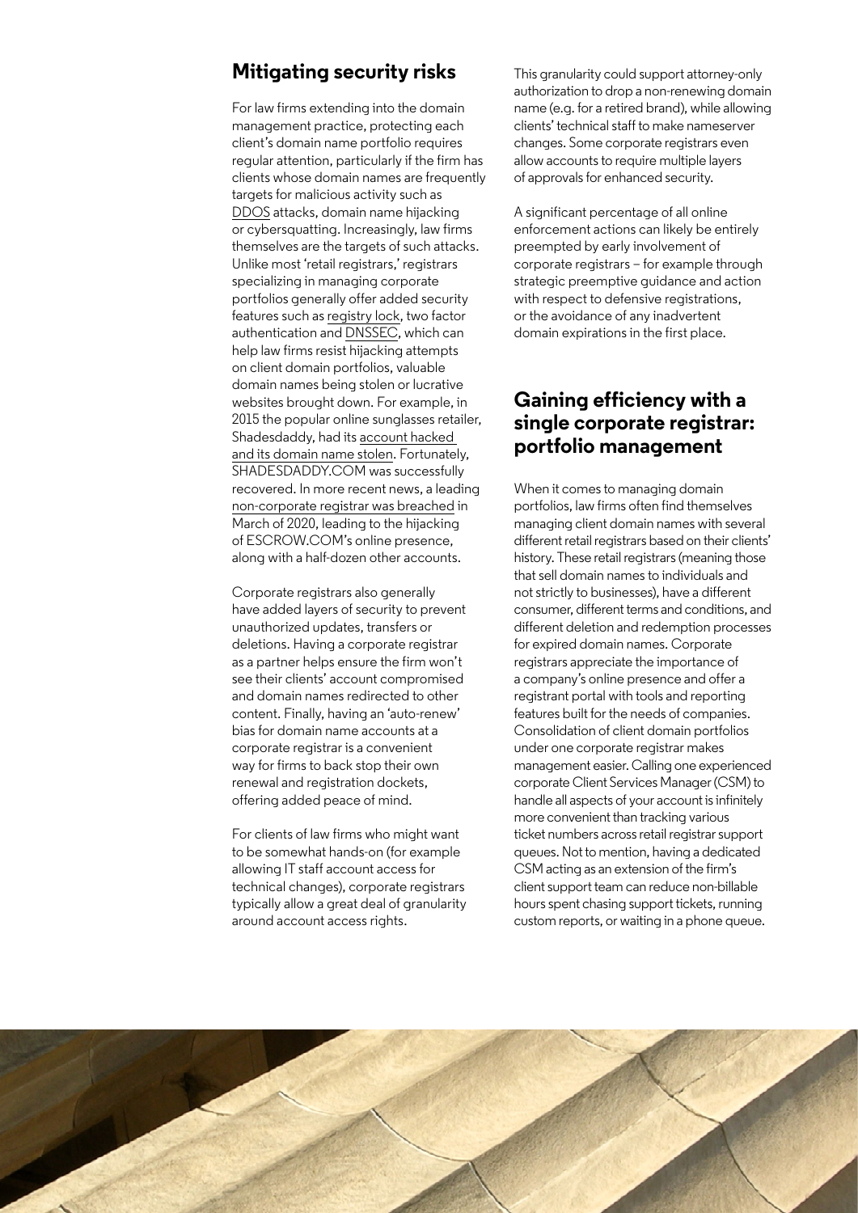## Mitigating security risks

For law firms extending into the domain management practice, protecting each client's domain name portfolio requires regular attention, particularly if the firm has clients whose domain names are frequently targets for malicious activity such as DDOS attacks, domain name hijacking or cybersquatting. Increasingly, law firms themselves are the targets of such attacks. Unlike most 'retail registrars,' registrars specializing in managing corporate portfolios generally offer added security features such as registry lock, two factor authentication and DNSSEC, which can help law firms resist hijacking attempts on client domain portfolios, valuable domain names being stolen or lucrative websites brought down. For example, in 2015 the popular online sunglasses retailer, Shadesdaddy, had its account hacked and its domain name stolen. Fortunately, SHADESDADDY.COM was successfully recovered. In more recent news, a leading non-corporate registrar was breached in March of 2020, leading to the hijacking of ESCROW.COM's online presence, along with a half-dozen other accounts.

Corporate registrars also generally have added layers of security to prevent unauthorized updates, transfers or deletions. Having a corporate registrar as a partner helps ensure the firm won't see their clients' account compromised and domain names redirected to other content. Finally, having an 'auto-renew' bias for domain name accounts at a corporate registrar is a convenient way for firms to back stop their own renewal and registration dockets, offering added peace of mind.

For clients of law firms who might want to be somewhat hands-on (for example allowing IT staff account access for technical changes), corporate registrars typically allow a great deal of granularity around account access rights.

This granularity could support attorney-only authorization to drop a non-renewing domain name (e.g. for a retired brand), while allowing clients' technical staff to make nameserver changes. Some corporate registrars even allow accounts to require multiple layers of approvals for enhanced security.

A significant percentage of all online enforcement actions can likely be entirely preempted by early involvement of corporate registrars – for example through strategic preemptive guidance and action with respect to defensive registrations, or the avoidance of any inadvertent domain expirations in the first place.

## Gaining efficiency with a single corporate registrar: portfolio management

When it comes to managing domain portfolios, law firms often find themselves managing client domain names with several different retail registrars based on their clients' history. These retail registrars (meaning those that sell domain names to individuals and not strictly to businesses), have a different consumer, different terms and conditions, and different deletion and redemption processes for expired domain names. Corporate registrars appreciate the importance of a company's online presence and offer a registrant portal with tools and reporting features built for the needs of companies. Consolidation of client domain portfolios under one corporate registrar makes management easier. Calling one experienced corporate Client Services Manager (CSM) to handle all aspects of your account is infinitely more convenient than tracking various ticket numbers across retail registrar support queues. Not to mention, having a dedicated CSM acting as an extension of the firm's client support team can reduce non-billable hours spent chasing support tickets, running custom reports, or waiting in a phone queue.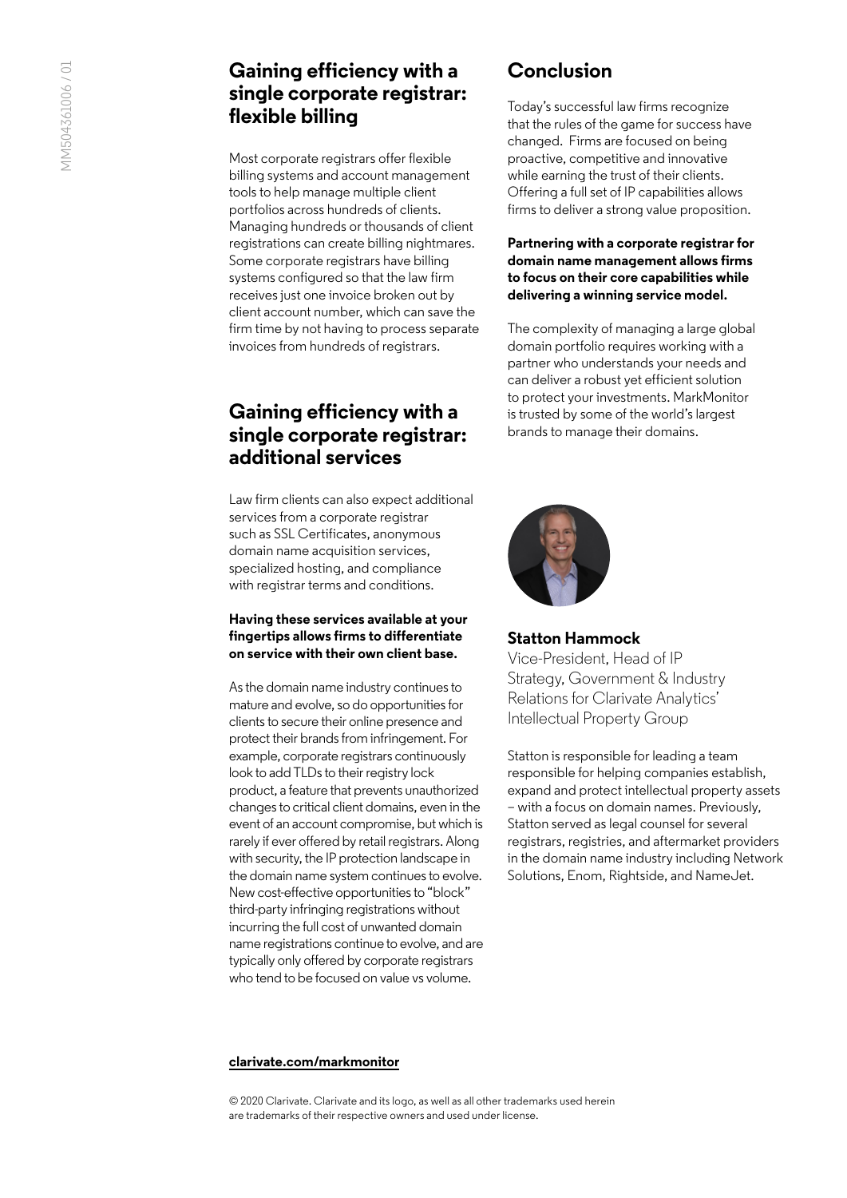## Gaining efficiency with a single corporate registrar: flexible billing

Most corporate registrars offer flexible billing systems and account management tools to help manage multiple client portfolios across hundreds of clients. Managing hundreds or thousands of client registrations can create billing nightmares. Some corporate registrars have billing systems configured so that the law firm receives just one invoice broken out by client account number, which can save the firm time by not having to process separate invoices from hundreds of registrars.

## Gaining efficiency with a single corporate registrar: additional services

Law firm clients can also expect additional services from a corporate registrar such as SSL Certificates, anonymous domain name acquisition services, specialized hosting, and compliance with registrar terms and conditions.

**Having these services available at your fingertips allows firms to differentiate on service with their own client base.**

As the domain name industry continues to mature and evolve, so do opportunities for clients to secure their online presence and protect their brands from infringement. For example, corporate registrars continuously look to add TLDs to their registry lock product, a feature that prevents unauthorized changes to critical client domains, even in the event of an account compromise, but which is rarely if ever offered by retail registrars. Along with security, the IP protection landscape in the domain name system continues to evolve. New cost-effective opportunities to "block" third-party infringing registrations without incurring the full cost of unwanted domain name registrations continue to evolve, and are typically only offered by corporate registrars who tend to be focused on value vs volume.

## Conclusion

Today's successful law firms recognize that the rules of the game for success have changed. Firms are focused on being proactive, competitive and innovative while earning the trust of their clients. Offering a full set of IP capabilities allows firms to deliver a strong value proposition.

**Partnering with a corporate registrar for domain name management allows firms to focus on their core capabilities while delivering a winning service model.**

The complexity of managing a large global domain portfolio requires working with a partner who understands your needs and can deliver a robust yet efficient solution to protect your investments. MarkMonitor is trusted by some of the world's largest brands to manage their domains.

**Statton Hammock**

Vice-President, Head of IP Strategy, Government & Industry Relations for Clarivate Analytics' Intellectual Property Group

Statton is responsible for leading a team responsible for helping companies establish, expand and protect intellectual property assets – with a focus on domain names. Previously, Statton served as legal counsel for several registrars, registries, and aftermarket providers in the domain name industry including Network Solutions, Enom, Rightside, and NameJet.

**clarivate.com/markmonitor**

© 2020 Clarivate. Clarivate and its logo, as well as all other trademarks used herein are trademarks of their respective owners and used under license.